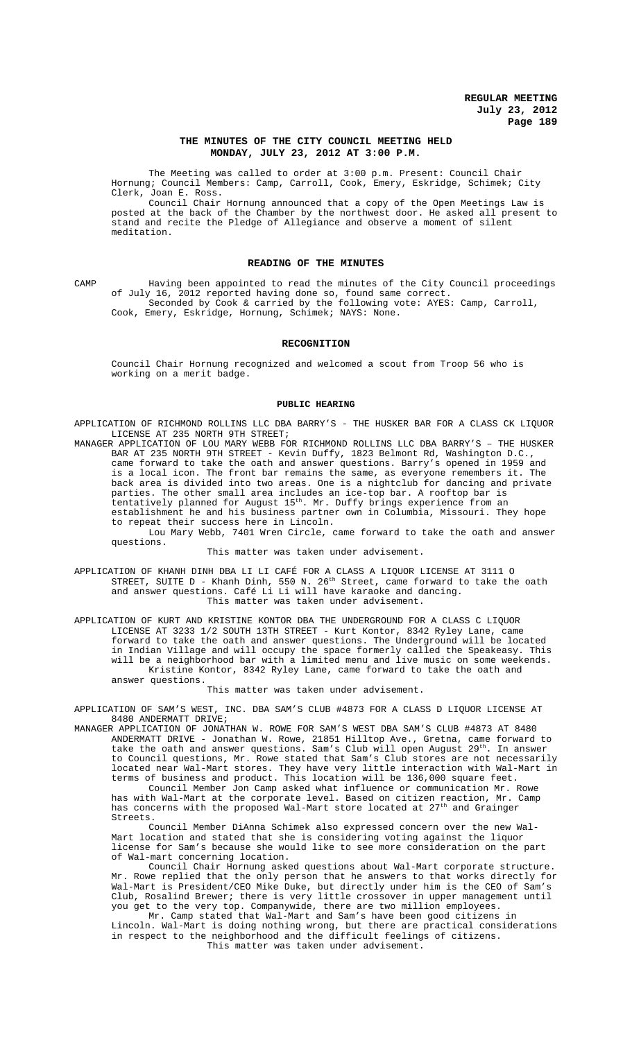# THE MINUTES OF THE CITY COUNCIL MEETING HELD MONDAY, JULY 23, 2012 AT 3:00 P.M.

The Meeting was called to order at 3:00 p.m. Present: Council Chair Hornung; Council Members: Camp, Carroll, Cook, Emery, Eskridge, Schimek; City Clerk, Joan E. Ross.

Council Chair Hornung announced that a copy of the Open Meetings Law is posted at the back of the Chamber by the northwest door. He asked all present to stand and recite the Pledge of Allegiance and observe a moment of silent meditation.

## READING OF THE MINUTES

CAMP Having been appointed to read the minutes of the City Council proceedings of July 16, 2012 reported having done so, found same correct.

Seconded by Cook & carried by the following vote: AYES: Camp, Carroll, Cook, Emery, Eskridge, Hornung, Schimek; NAYS: None.

## RECOGNITION

Council Chair Hornung recognized and welcomed a scout from Troop 56 who is working on a merit badge.

## PUBLIC HEARING

APPLICATION OF RICHMOND ROLLINS LLC DBA BARRY'S - THE HUSKER BAR FOR A CLASS CK LIQUOR LICENSE AT 235 NORTH 9TH STREET;

MANAGER APPLICATION OF LOU MARY WEBB FOR RICHMOND ROLLINS LLC DBA BARRY'S – THE HUSKER BAR AT 235 NORTH 9TH STREET - Kevin Duffy, 1823 Belmont Rd, Washington D.C., came forward to take the oath and answer questions. Barry's opened in 1959 and is a local icon. The front bar remains the same, as everyone remembers it. The back area is divided into two areas. One is a nightclub for dancing and private parties. The other small area includes an ice-top bar. A rooftop bar is tentatively planned for August 15th. Mr. Duffy brings experience from an establishment he and his business partner own in Columbia, Missouri. They hope to repeat their success here in Lincoln.

Lou Mary Webb, 7401 Wren Circle, came forward to take the oath and answer questions.

This matter was taken under advisement.

APPLICATION OF KHANH DINH DBA LI LI CAFÉ FOR A CLASS A LIQUOR LICENSE AT 3111 O STREET, SUITE D - Khanh Dinh, 550 N. 26th Street, came forward to take the oath and answer questions. Café Li Li will have karaoke and dancing.

This matter was taken under advisement.

APPLICATION OF KURT AND KRISTINE KONTOR DBA THE UNDERGROUND FOR A CLASS C LIQUOR LICENSE AT 3233 1/2 SOUTH 13TH STREET - Kurt Kontor, 8342 Ryley Lane, came forward to take the oath and answer questions. The Underground will be located in Indian Village and will occupy the space formerly called the Speakeasy. This will be a neighborhood bar with a limited menu and live music on some weekends.

Kristine Kontor, 8342 Ryley Lane, came forward to take the oath and answer questions.

This matter was taken under advisement.

APPLICATION OF SAM'S WEST, INC. DBA SAM'S CLUB #4873 FOR A CLASS D LIQUOR LICENSE AT 8480 ANDERMATT DRIVE;

MANAGER APPLICATION OF JONATHAN W. ROWE FOR SAM'S WEST DBA SAM'S CLUB #4873 AT 8480 ANDERMATT DRIVE - Jonathan W. Rowe, 21851 Hilltop Ave., Gretna, came forward to take the oath and answer questions. Sam's Club will open August 29th. In answer to Council questions, Mr. Rowe stated that Sam's Club stores are not necessarily located near Wal-Mart stores. They have very little interaction with Wal-Mart in terms of business and product. This location will be 136,000 square feet.

Council Member Jon Camp asked what influence or communication Mr. Rowe has with Wal-Mart at the corporate level. Based on citizen reaction, Mr. Camp has concerns with the proposed Wal-Mart store located at 27th and Grainger Streets.

Council Member DiAnna Schimek also expressed concern over the new Wal-Mart location and stated that she is considering voting against the liquor license for Sam's because she would like to see more consideration on the part of Wal-mart concerning location.

Council Chair Hornung asked questions about Wal-Mart corporate structure. Mr. Rowe replied that the only person that he answers to that works directly for Wal-Mart is President/CEO Mike Duke, but directly under him is the CEO of Sam's Club, Rosalind Brewer; there is very little crossover in upper management until you get to the very top. Companywide, there are two million employees.

Mr. Camp stated that Wal-Mart and Sam's have been good citizens in Lincoln. Wal-Mart is doing nothing wrong, but there are practical considerations in respect to the neighborhood and the difficult feelings of citizens.

This matter was taken under advisement.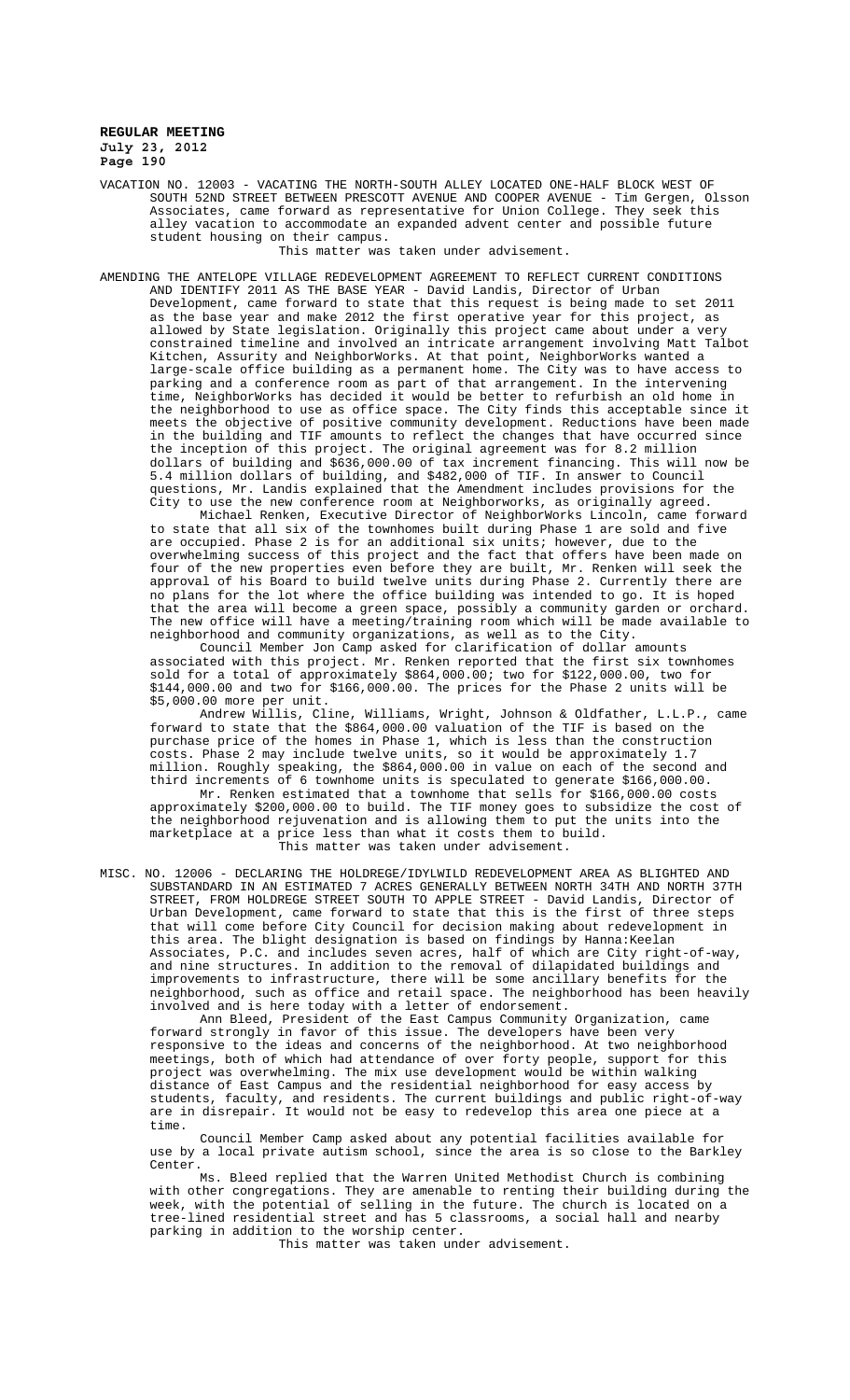VACATION NO. 12003 - VACATING THE NORTH-SOUTH ALLEY LOCATED ONE-HALF BLOCK WEST OF SOUTH 52ND STREET BETWEEN PRESCOTT AVENUE AND COOPER AVENUE - Tim Gergen, Olsson Associates, came forward as representative for Union College. They seek this alley vacation to accommodate an expanded advent center and possible future student housing on their campus.

This matter was taken under advisement.

AMENDING THE ANTELOPE VILLAGE REDEVELOPMENT AGREEMENT TO REFLECT CURRENT CONDITIONS AND IDENTIFY 2011 AS THE BASE YEAR - David Landis, Director of Urban Development, came forward to state that this request is being made to set 2011 as the base year and make 2012 the first operative year for this project, as allowed by State legislation. Originally this project came about under a very constrained timeline and involved an intricate arrangement involving Matt Talbot Kitchen, Assurity and NeighborWorks. At that point, NeighborWorks wanted a large-scale office building as a permanent home. The City was to have access to parking and a conference room as part of that arrangement. In the intervening time, NeighborWorks has decided it would be better to refurbish an old home in the neighborhood to use as office space. The City finds this acceptable since it meets the objective of positive community development. Reductions have been made in the building and TIF amounts to reflect the changes that have occurred since the inception of this project. The original agreement was for 8.2 million dollars of building and $636,000.00 of tax increment financing. This will now be 5.4 million dollars of building, and $482,000 of TIF. In answer to Council questions, Mr. Landis explained that the Amendment includes provisions for the City to use the new conference room at Neighborworks, as originally agreed.

Michael Renken, Executive Director of NeighborWorks Lincoln, came forward to state that all six of the townhomes built during Phase 1 are sold and five are occupied. Phase 2 is for an additional six units; however, due to the overwhelming success of this project and the fact that offers have been made on four of the new properties even before they are built, Mr. Renken will seek the approval of his Board to build twelve units during Phase 2. Currently there are no plans for the lot where the office building was intended to go. It is hoped that the area will become a green space, possibly a community garden or orchard. The new office will have a meeting/training room which will be made available to neighborhood and community organizations, as well as to the City.

Council Member Jon Camp asked for clarification of dollar amounts associated with this project. Mr. Renken reported that the first six townhomes sold for a total of approximately $864,000.00; two for $122,000.00, two for $144,000.00 and two for $166,000.00. The prices for the Phase 2 units will be $5,000.00 more per unit.

Andrew Willis, Cline, Williams, Wright, Johnson & Oldfather, L.L.P., came forward to state that the $864,000.00 valuation of the TIF is based on the purchase price of the homes in Phase 1, which is less than the construction costs. Phase 2 may include twelve units, so it would be approximately 1.7 million. Roughly speaking, the $864,000.00 in value on each of the second and third increments of 6 townhome units is speculated to generate $166,000.00.

Mr. Renken estimated that a townhome that sells for $166,000.00 costs approximately $200,000.00 to build. The TIF money goes to subsidize the cost of the neighborhood rejuvenation and is allowing them to put the units into the marketplace at a price less than what it costs them to build.

This matter was taken under advisement.

MISC. NO. 12006 - DECLARING THE HOLDREGE/IDYLWILD REDEVELOPMENT AREA AS BLIGHTED AND SUBSTANDARD IN AN ESTIMATED 7 ACRES GENERALLY BETWEEN NORTH 34TH AND NORTH 37TH STREET, FROM HOLDREGE STREET SOUTH TO APPLE STREET - David Landis, Director of Urban Development, came forward to state that this is the first of three steps that will come before City Council for decision making about redevelopment in this area. The blight designation is based on findings by Hanna:Keelan Associates, P.C. and includes seven acres, half of which are City right-of-way, and nine structures. In addition to the removal of dilapidated buildings and improvements to infrastructure, there will be some ancillary benefits for the neighborhood, such as office and retail space. The neighborhood has been heavily involved and is here today with a letter of endorsement.

Ann Bleed, President of the East Campus Community Organization, came forward strongly in favor of this issue. The developers have been very responsive to the ideas and concerns of the neighborhood. At two neighborhood meetings, both of which had attendance of over forty people, support for this project was overwhelming. The mix use development would be within walking distance of East Campus and the residential neighborhood for easy access by students, faculty, and residents. The current buildings and public right-of-way are in disrepair. It would not be easy to redevelop this area one piece at a time.

Council Member Camp asked about any potential facilities available for use by a local private autism school, since the area is so close to the Barkley Center.

Ms. Bleed replied that the Warren United Methodist Church is combining with other congregations. They are amenable to renting their building during the week, with the potential of selling in the future. The church is located on a tree-lined residential street and has 5 classrooms, a social hall and nearby parking in addition to the worship center.

This matter was taken under advisement.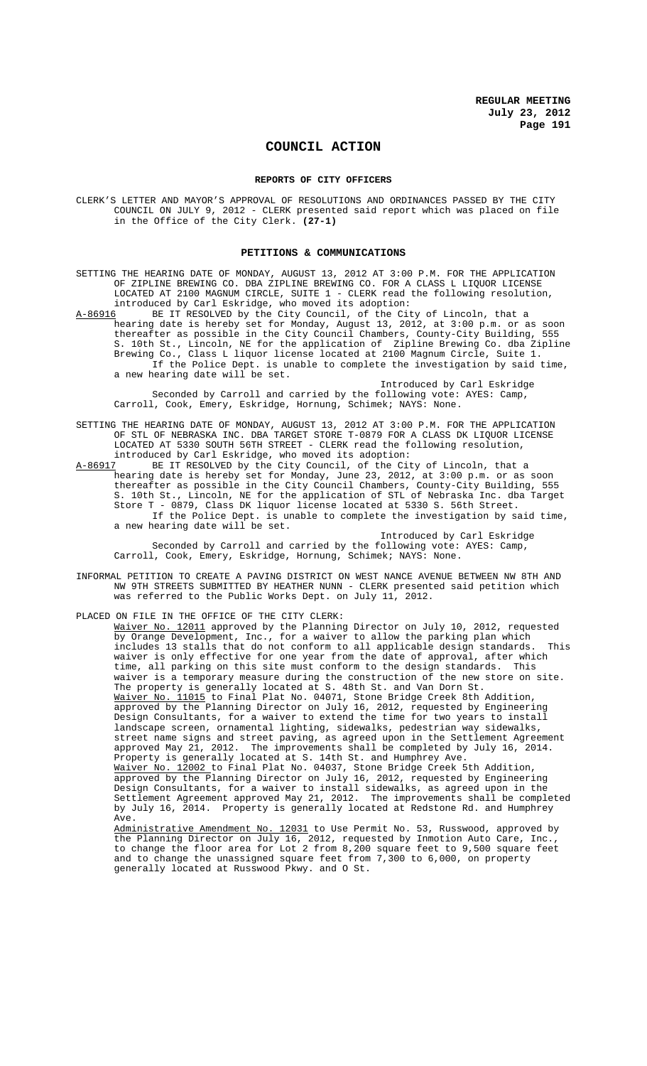# COUNCIL ACTION

## REPORTS OF CITY OFFICERS

CLERK'S LETTER AND MAYOR'S APPROVAL OF RESOLUTIONS AND ORDINANCES PASSED BY THE CITY COUNCIL ON JULY 9, 2012 - CLERK presented said report which was placed on file in the Office of the City Clerk. **(27-1)**

## PETITIONS & COMMUNICATIONS

SETTING THE HEARING DATE OF MONDAY, AUGUST 13, 2012 AT 3:00 P.M. FOR THE APPLICATION OF ZIPLINE BREWING CO. DBA ZIPLINE BREWING CO. FOR A CLASS L LIQUOR LICENSE LOCATED AT 2100 MAGNUM CIRCLE, SUITE 1 - CLERK read the following resolution, introduced by Carl Eskridge, who moved its adoption:

A-86916 BE IT RESOLVED by the City Council, of the City of Lincoln, that a hearing date is hereby set for Monday, August 13, 2012, at 3:00 p.m. or as soon thereafter as possible in the City Council Chambers, County-City Building, 555 S. 10th St., Lincoln, NE for the application of Zipline Brewing Co. dba Zipline Brewing Co., Class L liquor license located at 2100 Magnum Circle, Suite 1.

If the Police Dept. is unable to complete the investigation by said time, a new hearing date will be set.

Introduced by Carl Eskridge

Seconded by Carroll and carried by the following vote: AYES: Camp, Carroll, Cook, Emery, Eskridge, Hornung, Schimek; NAYS: None.

SETTING THE HEARING DATE OF MONDAY, AUGUST 13, 2012 AT 3:00 P.M. FOR THE APPLICATION OF STL OF NEBRASKA INC. DBA TARGET STORE T-0879 FOR A CLASS DK LIQUOR LICENSE LOCATED AT 5330 SOUTH 56TH STREET - CLERK read the following resolution, introduced by Carl Eskridge, who moved its adoption:

A-86917 BE IT RESOLVED by the City Council, of the City of Lincoln, that a hearing date is hereby set for Monday, June 23, 2012, at 3:00 p.m. or as soon thereafter as possible in the City Council Chambers, County-City Building, 555 S. 10th St., Lincoln, NE for the application of STL of Nebraska Inc. dba Target Store T - 0879, Class DK liquor license located at 5330 S. 56th Street.

If the Police Dept. is unable to complete the investigation by said time, a new hearing date will be set.

Introduced by Carl Eskridge

Seconded by Carroll and carried by the following vote: AYES: Camp, Carroll, Cook, Emery, Eskridge, Hornung, Schimek; NAYS: None.

INFORMAL PETITION TO CREATE A PAVING DISTRICT ON WEST NANCE AVENUE BETWEEN NW 8TH AND NW 9TH STREETS SUBMITTED BY HEATHER NUNN - CLERK presented said petition which was referred to the Public Works Dept. on July 11, 2012.

PLACED ON FILE IN THE OFFICE OF THE CITY CLERK:

Waiver No. 12011 approved by the Planning Director on July 10, 2012, requested by Orange Development, Inc., for a waiver to allow the parking plan which includes 13 stalls that do not conform to all applicable design standards. This waiver is only effective for one year from the date of approval, after which time, all parking on this site must conform to the design standards. This waiver is a temporary measure during the construction of the new store on site. The property is generally located at S. 48th St. and Van Dorn St.

Waiver No. 11015 to Final Plat No. 04071, Stone Bridge Creek 8th Addition, approved by the Planning Director on July 16, 2012, requested by Engineering Design Consultants, for a waiver to extend the time for two years to install landscape screen, ornamental lighting, sidewalks, pedestrian way sidewalks, street name signs and street paving, as agreed upon in the Settlement Agreement approved May 21, 2012. The improvements shall be completed by July 16, 2014. Property is generally located at S. 14th St. and Humphrey Ave.

Waiver No. 12002 to Final Plat No. 04037, Stone Bridge Creek 5th Addition, approved by the Planning Director on July 16, 2012, requested by Engineering Design Consultants, for a waiver to install sidewalks, as agreed upon in the Settlement Agreement approved May 21, 2012. The improvements shall be completed by July 16, 2014. Property is generally located at Redstone Rd. and Humphrey Ave.

Administrative Amendment No. 12031 to Use Permit No. 53, Russwood, approved by the Planning Director on July 16, 2012, requested by Inmotion Auto Care, Inc., to change the floor area for Lot 2 from 8,200 square feet to 9,500 square feet and to change the unassigned square feet from 7,300 to 6,000, on property generally located at Russwood Pkwy. and O St.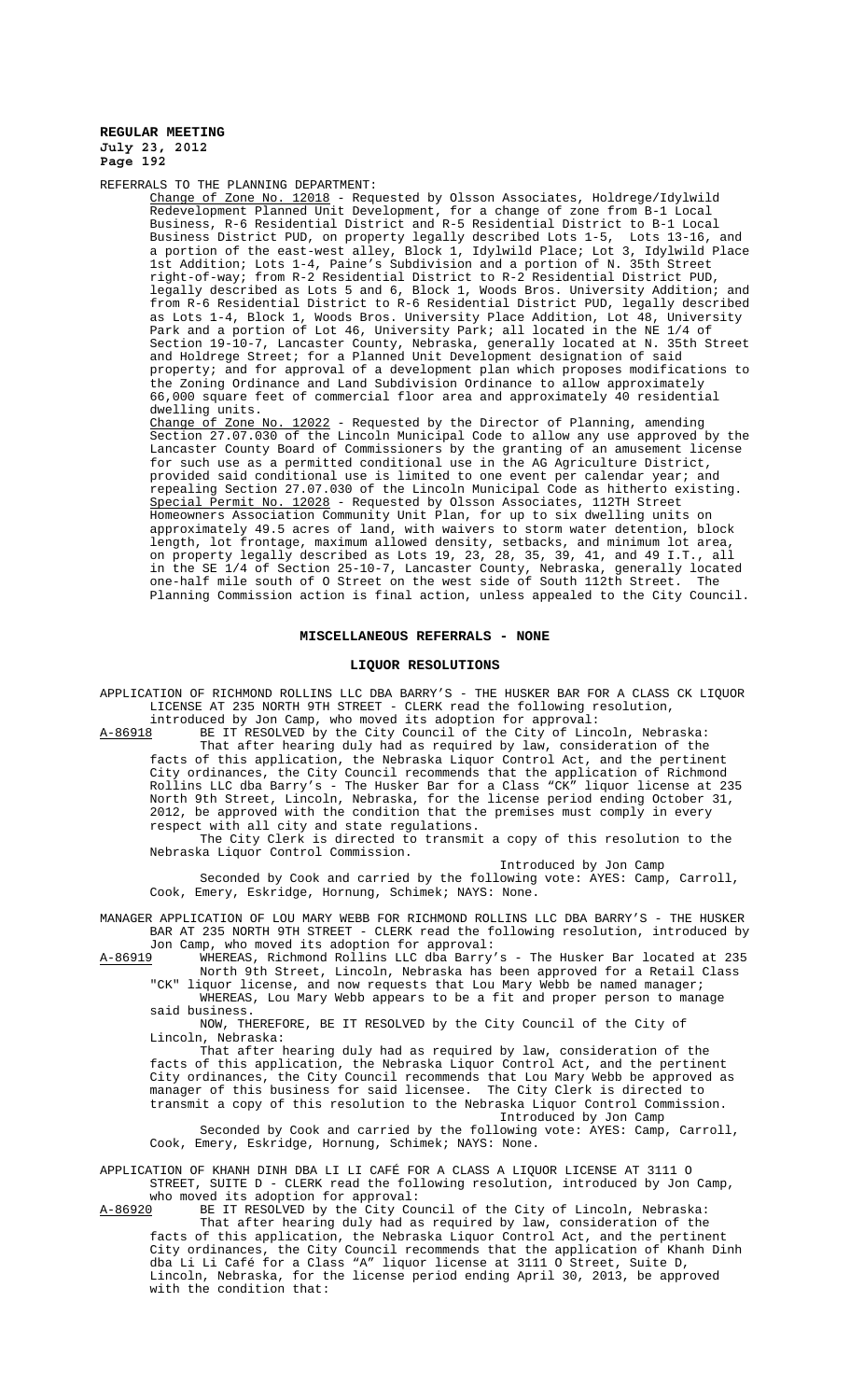REFERRALS TO THE PLANNING DEPARTMENT:

Change of Zone No. 12018 - Requested by Olsson Associates, Holdrege/Idylwild Redevelopment Planned Unit Development, for a change of zone from B-1 Local Business, R-6 Residential District and R-5 Residential District to B-1 Local Business District PUD, on property legally described Lots 1-5, Lots 13-16, and a portion of the east-west alley, Block 1, Idylwild Place; Lot 3, Idylwild Place 1st Addition; Lots 1-4, Paine's Subdivision and a portion of N. 35th Street right-of-way; from R-2 Residential District to R-2 Residential District PUD, legally described as Lots 5 and 6, Block 1, Woods Bros. University Addition; and from R-6 Residential District to R-6 Residential District PUD, legally described as Lots 1-4, Block 1, Woods Bros. University Place Addition, Lot 48, University Park and a portion of Lot 46, University Park; all located in the NE 1/4 of Section 19-10-7, Lancaster County, Nebraska, generally located at N. 35th Street and Holdrege Street; for a Planned Unit Development designation of said property; and for approval of a development plan which proposes modifications to the Zoning Ordinance and Land Subdivision Ordinance to allow approximately 66,000 square feet of commercial floor area and approximately 40 residential dwelling units.

Change of Zone No. 12022 - Requested by the Director of Planning, amending Section 27.07.030 of the Lincoln Municipal Code to allow any use approved by the Lancaster County Board of Commissioners by the granting of an amusement license for such use as a permitted conditional use in the AG Agriculture District, provided said conditional use is limited to one event per calendar year; and repealing Section 27.07.030 of the Lincoln Municipal Code as hitherto existing.

Special Permit No. 12028 - Requested by Olsson Associates, 112TH Street Homeowners Association Community Unit Plan, for up to six dwelling units on approximately 49.5 acres of land, with waivers to storm water detention, block length, lot frontage, maximum allowed density, setbacks, and minimum lot area, on property legally described as Lots 19, 23, 28, 35, 39, 41, and 49 I.T., all in the SE 1/4 of Section 25-10-7, Lancaster County, Nebraska, generally located one-half mile south of O Street on the west side of South 112th Street. The Planning Commission action is final action, unless appealed to the City Council.

## MISCELLANEOUS REFERRALS - NONE

## LIQUOR RESOLUTIONS

APPLICATION OF RICHMOND ROLLINS LLC DBA BARRY'S - THE HUSKER BAR FOR A CLASS CK LIQUOR LICENSE AT 235 NORTH 9TH STREET - CLERK read the following resolution, introduced by Jon Camp, who moved its adoption for approval:

A-86918 BE IT RESOLVED by the City Council of the City of Lincoln, Nebraska:

That after hearing duly had as required by law, consideration of the facts of this application, the Nebraska Liquor Control Act, and the pertinent City ordinances, the City Council recommends that the application of Richmond Rollins LLC dba Barry's - The Husker Bar for a Class "CK" liquor license at 235 North 9th Street, Lincoln, Nebraska, for the license period ending October 31, 2012, be approved with the condition that the premises must comply in every respect with all city and state regulations.

The City Clerk is directed to transmit a copy of this resolution to the Nebraska Liquor Control Commission.

Introduced by Jon Camp

Seconded by Cook and carried by the following vote: AYES: Camp, Carroll, Cook, Emery, Eskridge, Hornung, Schimek; NAYS: None.

MANAGER APPLICATION OF LOU MARY WEBB FOR RICHMOND ROLLINS LLC DBA BARRY'S - THE HUSKER BAR AT 235 NORTH 9TH STREET - CLERK read the following resolution, introduced by Jon Camp, who moved its adoption for approval:

A-86919 WHEREAS, Richmond Rollins LLC dba Barry's - The Husker Bar located at 235 North 9th Street, Lincoln, Nebraska has been approved for a Retail Class "CK" liquor license, and now requests that Lou Mary Webb be named manager;

WHEREAS, Lou Mary Webb appears to be a fit and proper person to manage said business.

NOW, THEREFORE, BE IT RESOLVED by the City Council of the City of Lincoln, Nebraska:

That after hearing duly had as required by law, consideration of the facts of this application, the Nebraska Liquor Control Act, and the pertinent City ordinances, the City Council recommends that Lou Mary Webb be approved as manager of this business for said licensee. The City Clerk is directed to transmit a copy of this resolution to the Nebraska Liquor Control Commission.

Introduced by Jon Camp

Seconded by Cook and carried by the following vote: AYES: Camp, Carroll, Cook, Emery, Eskridge, Hornung, Schimek; NAYS: None.

APPLICATION OF KHANH DINH DBA LI LI CAFÉ FOR A CLASS A LIQUOR LICENSE AT 3111 O STREET, SUITE D - CLERK read the following resolution, introduced by Jon Camp, who moved its adoption for approval:

A-86920 BE IT RESOLVED by the City Council of the City of Lincoln, Nebraska:

That after hearing duly had as required by law, consideration of the facts of this application, the Nebraska Liquor Control Act, and the pertinent City ordinances, the City Council recommends that the application of Khanh Dinh dba Li Li Café for a Class "A" liquor license at 3111 O Street, Suite D, Lincoln, Nebraska, for the license period ending April 30, 2013, be approved with the condition that: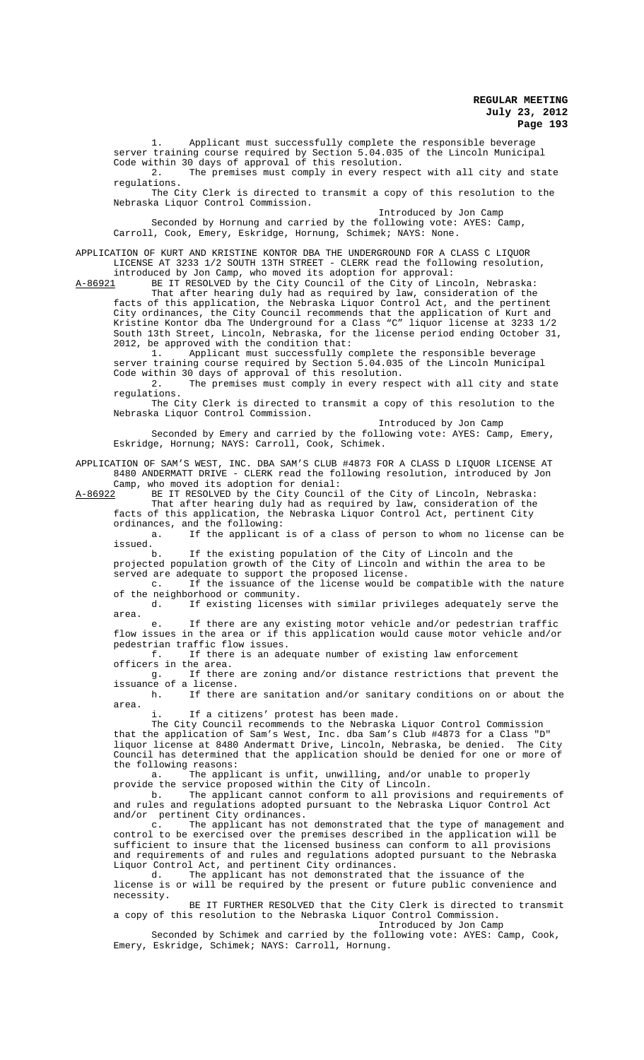1. Applicant must successfully complete the responsible beverage server training course required by Section 5.04.035 of the Lincoln Municipal Code within 30 days of approval of this resolution.

2. The premises must comply in every respect with all city and state regulations.

The City Clerk is directed to transmit a copy of this resolution to the Nebraska Liquor Control Commission.

Introduced by Jon Camp

Seconded by Hornung and carried by the following vote: AYES: Camp, Carroll, Cook, Emery, Eskridge, Hornung, Schimek; NAYS: None.

APPLICATION OF KURT AND KRISTINE KONTOR DBA THE UNDERGROUND FOR A CLASS C LIQUOR LICENSE AT 3233 1/2 SOUTH 13TH STREET - CLERK read the following resolution, introduced by Jon Camp, who moved its adoption for approval:

A-86921 BE IT RESOLVED by the City Council of the City of Lincoln, Nebraska:

That after hearing duly had as required by law, consideration of the facts of this application, the Nebraska Liquor Control Act, and the pertinent City ordinances, the City Council recommends that the application of Kurt and Kristine Kontor dba The Underground for a Class "C" liquor license at 3233 1/2 South 13th Street, Lincoln, Nebraska, for the license period ending October 31, 2012, be approved with the condition that:

1. Applicant must successfully complete the responsible beverage server training course required by Section 5.04.035 of the Lincoln Municipal Code within 30 days of approval of this resolution.

2. The premises must comply in every respect with all city and state regulations.

The City Clerk is directed to transmit a copy of this resolution to the Nebraska Liquor Control Commission.

Introduced by Jon Camp

Seconded by Emery and carried by the following vote: AYES: Camp, Emery, Eskridge, Hornung; NAYS: Carroll, Cook, Schimek.

APPLICATION OF SAM'S WEST, INC. DBA SAM'S CLUB #4873 FOR A CLASS D LIQUOR LICENSE AT 8480 ANDERMATT DRIVE - CLERK read the following resolution, introduced by Jon Camp, who moved its adoption for denial:

A-86922 BE IT RESOLVED by the City Council of the City of Lincoln, Nebraska:

That after hearing duly had as required by law, consideration of the facts of this application, the Nebraska Liquor Control Act, pertinent City ordinances, and the following:

a. If the applicant is of a class of person to whom no license can be issued.

b. If the existing population of the City of Lincoln and the projected population growth of the City of Lincoln and within the area to be served are adequate to support the proposed license.

c. If the issuance of the license would be compatible with the nature of the neighborhood or community.

d. If existing licenses with similar privileges adequately serve the area.

e. If there are any existing motor vehicle and/or pedestrian traffic flow issues in the area or if this application would cause motor vehicle and/or pedestrian traffic flow issues.

f. If there is an adequate number of existing law enforcement officers in the area.

g. If there are zoning and/or distance restrictions that prevent the issuance of a license.

h. If there are sanitation and/or sanitary conditions on or about the area.

i. If a citizens' protest has been made.

The City Council recommends to the Nebraska Liquor Control Commission that the application of Sam's West, Inc. dba Sam's Club #4873 for a Class "D" liquor license at 8480 Andermatt Drive, Lincoln, Nebraska, be denied. The City Council has determined that the application should be denied for one or more of the following reasons:

a. The applicant is unfit, unwilling, and/or unable to properly provide the service proposed within the City of Lincoln.

b. The applicant cannot conform to all provisions and requirements of and rules and regulations adopted pursuant to the Nebraska Liquor Control Act and/or pertinent City ordinances.

c. The applicant has not demonstrated that the type of management and control to be exercised over the premises described in the application will be sufficient to insure that the licensed business can conform to all provisions and requirements of and rules and regulations adopted pursuant to the Nebraska Liquor Control Act, and pertinent City ordinances.

d. The applicant has not demonstrated that the issuance of the license is or will be required by the present or future public convenience and necessity.

BE IT FURTHER RESOLVED that the City Clerk is directed to transmit a copy of this resolution to the Nebraska Liquor Control Commission.

Introduced by Jon Camp

Seconded by Schimek and carried by the following vote: AYES: Camp, Cook, Emery, Eskridge, Schimek; NAYS: Carroll, Hornung.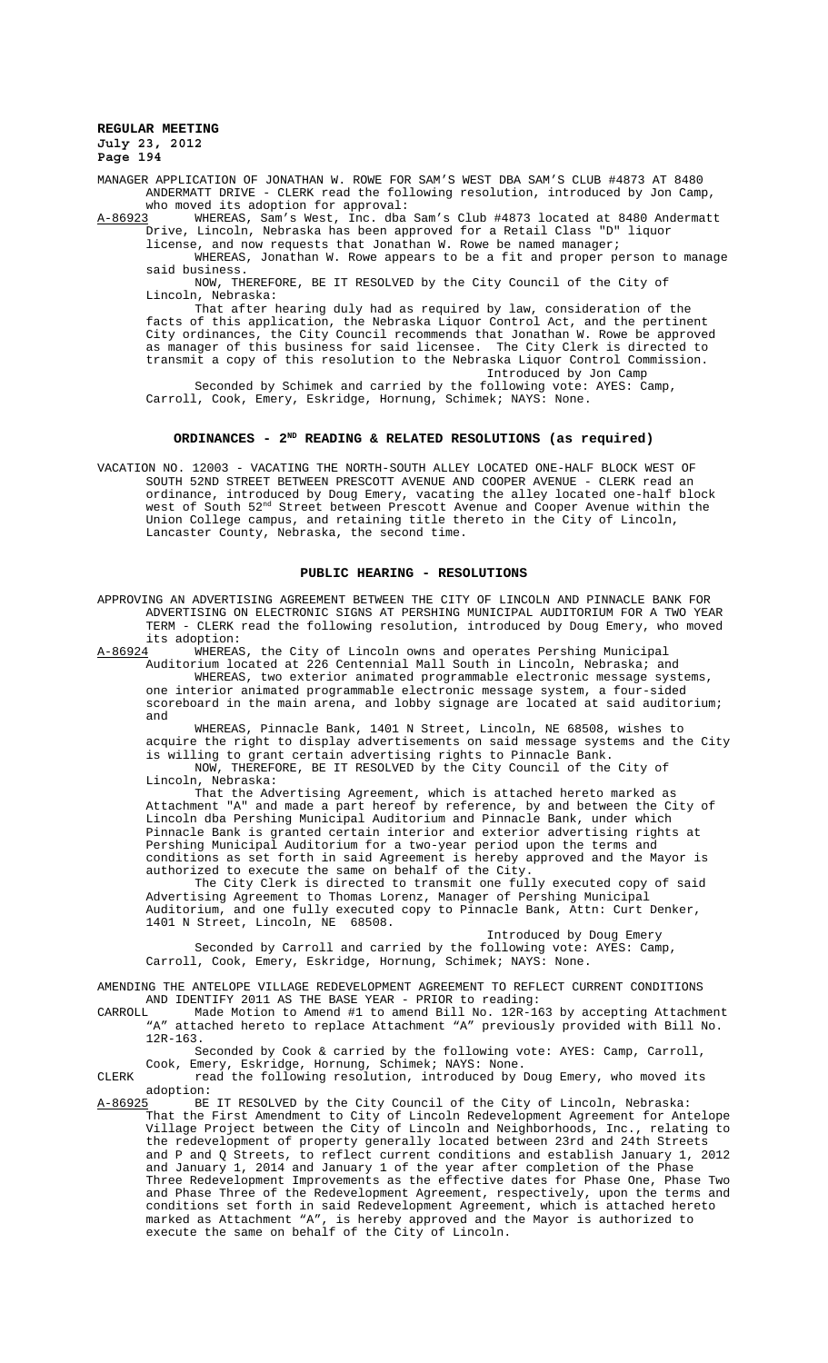MANAGER APPLICATION OF JONATHAN W. ROWE FOR SAM'S WEST DBA SAM'S CLUB #4873 AT 8480 ANDERMATT DRIVE - CLERK read the following resolution, introduced by Jon Camp, who moved its adoption for approval:

A-86923 WHEREAS, Sam's West, Inc. dba Sam's Club #4873 located at 8480 Andermatt Drive, Lincoln, Nebraska has been approved for a Retail Class "D" liquor license, and now requests that Jonathan W. Rowe be named manager;

WHEREAS, Jonathan W. Rowe appears to be a fit and proper person to manage said business.

NOW, THEREFORE, BE IT RESOLVED by the City Council of the City of Lincoln, Nebraska:

That after hearing duly had as required by law, consideration of the facts of this application, the Nebraska Liquor Control Act, and the pertinent City ordinances, the City Council recommends that Jonathan W. Rowe be approved as manager of this business for said licensee. The City Clerk is directed to transmit a copy of this resolution to the Nebraska Liquor Control Commission.

Introduced by Jon Camp

Seconded by Schimek and carried by the following vote: AYES: Camp, Carroll, Cook, Emery, Eskridge, Hornung, Schimek; NAYS: None.

## ORDINANCES - 2ND READING & RELATED RESOLUTIONS (as required)

VACATION NO. 12003 - VACATING THE NORTH-SOUTH ALLEY LOCATED ONE-HALF BLOCK WEST OF SOUTH 52ND STREET BETWEEN PRESCOTT AVENUE AND COOPER AVENUE - CLERK read an ordinance, introduced by Doug Emery, vacating the alley located one-half block west of South 52nd Street between Prescott Avenue and Cooper Avenue within the Union College campus, and retaining title thereto in the City of Lincoln, Lancaster County, Nebraska, the second time.

## PUBLIC HEARING - RESOLUTIONS

APPROVING AN ADVERTISING AGREEMENT BETWEEN THE CITY OF LINCOLN AND PINNACLE BANK FOR ADVERTISING ON ELECTRONIC SIGNS AT PERSHING MUNICIPAL AUDITORIUM FOR A TWO YEAR TERM - CLERK read the following resolution, introduced by Doug Emery, who moved its adoption:

A-86924 WHEREAS, the City of Lincoln owns and operates Pershing Municipal Auditorium located at 226 Centennial Mall South in Lincoln, Nebraska; and

WHEREAS, two exterior animated programmable electronic message systems, one interior animated programmable electronic message system, a four-sided scoreboard in the main arena, and lobby signage are located at said auditorium; and

WHEREAS, Pinnacle Bank, 1401 N Street, Lincoln, NE 68508, wishes to acquire the right to display advertisements on said message systems and the City is willing to grant certain advertising rights to Pinnacle Bank.

NOW, THEREFORE, BE IT RESOLVED by the City Council of the City of Lincoln, Nebraska:

That the Advertising Agreement, which is attached hereto marked as Attachment "A" and made a part hereof by reference, by and between the City of Lincoln dba Pershing Municipal Auditorium and Pinnacle Bank, under which Pinnacle Bank is granted certain interior and exterior advertising rights at Pershing Municipal Auditorium for a two-year period upon the terms and conditions as set forth in said Agreement is hereby approved and the Mayor is authorized to execute the same on behalf of the City.

The City Clerk is directed to transmit one fully executed copy of said Advertising Agreement to Thomas Lorenz, Manager of Pershing Municipal Auditorium, and one fully executed copy to Pinnacle Bank, Attn: Curt Denker, 1401 N Street, Lincoln, NE 68508.

Introduced by Doug Emery

Seconded by Carroll and carried by the following vote: AYES: Camp, Carroll, Cook, Emery, Eskridge, Hornung, Schimek; NAYS: None.

AMENDING THE ANTELOPE VILLAGE REDEVELOPMENT AGREEMENT TO REFLECT CURRENT CONDITIONS AND IDENTIFY 2011 AS THE BASE YEAR - PRIOR to reading:

CARROLL Made Motion to Amend #1 to amend Bill No. 12R-163 by accepting Attachment "A" attached hereto to replace Attachment "A" previously provided with Bill No. 12R-163.

Seconded by Cook & carried by the following vote: AYES: Camp, Carroll, Cook, Emery, Eskridge, Hornung, Schimek; NAYS: None.

CLERK read the following resolution, introduced by Doug Emery, who moved its adoption:

A-86925 BE IT RESOLVED by the City Council of the City of Lincoln, Nebraska:

That the First Amendment to City of Lincoln Redevelopment Agreement for Antelope Village Project between the City of Lincoln and Neighborhoods, Inc., relating to the redevelopment of property generally located between 23rd and 24th Streets and P and Q Streets, to reflect current conditions and establish January 1, 2012 and January 1, 2014 and January 1 of the year after completion of the Phase Three Redevelopment Improvements as the effective dates for Phase One, Phase Two and Phase Three of the Redevelopment Agreement, respectively, upon the terms and conditions set forth in said Redevelopment Agreement, which is attached hereto marked as Attachment "A", is hereby approved and the Mayor is authorized to execute the same on behalf of the City of Lincoln.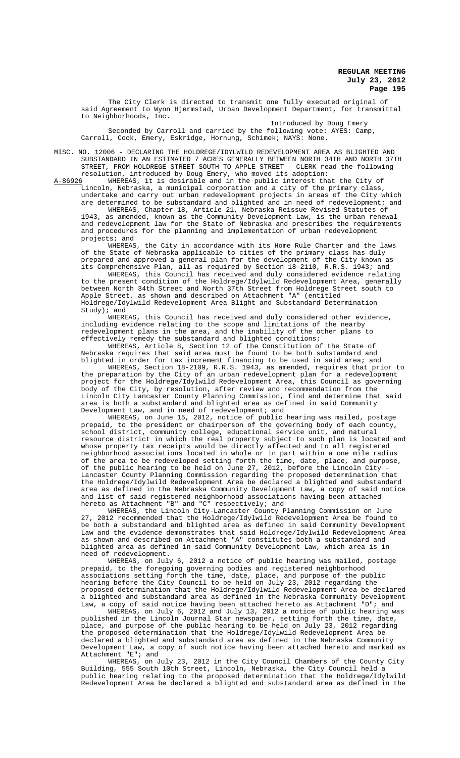The City Clerk is directed to transmit one fully executed original of said Agreement to Wynn Hjermstad, Urban Development Department, for transmittal to Neighborhoods, Inc.

Introduced by Doug Emery

Seconded by Carroll and carried by the following vote: AYES: Camp, Carroll, Cook, Emery, Eskridge, Hornung, Schimek; NAYS: None.

MISC. NO. 12006 - DECLARING THE HOLDREGE/IDYLWILD REDEVELOPMENT AREA AS BLIGHTED AND SUBSTANDARD IN AN ESTIMATED 7 ACRES GENERALLY BETWEEN NORTH 34TH AND NORTH 37TH STREET, FROM HOLDREGE STREET SOUTH TO APPLE STREET - CLERK read the following resolution, introduced by Doug Emery, who moved its adoption:

A-86926 WHEREAS, it is desirable and in the public interest that the City of Lincoln, Nebraska, a municipal corporation and a city of the primary class, undertake and carry out urban redevelopment projects in areas of the City which are determined to be substandard and blighted and in need of redevelopment; and

WHEREAS, Chapter 18, Article 21, Nebraska Reissue Revised Statutes of 1943, as amended, known as the Community Development Law, is the urban renewal and redevelopment law for the State of Nebraska and prescribes the requirements and procedures for the planning and implementation of urban redevelopment projects; and

WHEREAS, the City in accordance with its Home Rule Charter and the laws of the State of Nebraska applicable to cities of the primary class has duly prepared and approved a general plan for the development of the City known as its Comprehensive Plan, all as required by Section 18-2110, R.R.S. 1943; and

WHEREAS, this Council has received and duly considered evidence relating to the present condition of the Holdrege/Idylwild Redevelopment Area, generally between North 34th Street and North 37th Street from Holdrege Street south to Apple Street, as shown and described on Attachment "A" (entitled Holdrege/Idylwild Redevelopment Area Blight and Substandard Determination Study); and

WHEREAS, this Council has received and duly considered other evidence, including evidence relating to the scope and limitations of the nearby redevelopment plans in the area, and the inability of the other plans to effectively remedy the substandard and blighted conditions;

WHEREAS, Article 8, Section 12 of the Constitution of the State of Nebraska requires that said area must be found to be both substandard and blighted in order for tax increment financing to be used in said area; and

WHEREAS, Section 18-2109, R.R.S. 1943, as amended, requires that prior to the preparation by the City of an urban redevelopment plan for a redevelopment project for the Holdrege/Idylwild Redevelopment Area, this Council as governing body of the City, by resolution, after review and recommendation from the Lincoln City Lancaster County Planning Commission, find and determine that said area is both a substandard and blighted area as defined in said Community Development Law, and in need of redevelopment; and

WHEREAS, on June 15, 2012, notice of public hearing was mailed, postage prepaid, to the president or chairperson of the governing body of each county, school district, community college, educational service unit, and natural resource district in which the real property subject to such plan is located and whose property tax receipts would be directly affected and to all registered neighborhood associations located in whole or in part within a one mile radius of the area to be redeveloped setting forth the time, date, place, and purpose, of the public hearing to be held on June 27, 2012, before the Lincoln City - Lancaster County Planning Commission regarding the proposed determination that the Holdrege/Idylwild Redevelopment Area be declared a blighted and substandard area as defined in the Nebraska Community Development Law, a copy of said notice and list of said registered neighborhood associations having been attached hereto as Attachment "B" and "C" respectively; and

WHEREAS, the Lincoln City-Lancaster County Planning Commission on June 27, 2012 recommended that the Holdrege/Idylwild Redevelopment Area be found to be both a substandard and blighted area as defined in said Community Development Law and the evidence demonstrates that said Holdrege/Idylwild Redevelopment Area as shown and described on Attachment "A" constitutes both a substandard and blighted area as defined in said Community Development Law, which area is in need of redevelopment.

WHEREAS, on July 6, 2012 a notice of public hearing was mailed, postage prepaid, to the foregoing governing bodies and registered neighborhood associations setting forth the time, date, place, and purpose of the public hearing before the City Council to be held on July 23, 2012 regarding the proposed determination that the Holdrege/Idylwild Redevelopment Area be declared a blighted and substandard area as defined in the Nebraska Community Development Law, a copy of said notice having been attached hereto as Attachment "D"; and

WHEREAS, on July 6, 2012 and July 13, 2012 a notice of public hearing was published in the Lincoln Journal Star newspaper, setting forth the time, date, place, and purpose of the public hearing to be held on July 23, 2012 regarding the proposed determination that the Holdrege/Idylwild Redevelopment Area be declared a blighted and substandard area as defined in the Nebraska Community Development Law, a copy of such notice having been attached hereto and marked as Attachment "E"; and

WHEREAS, on July 23, 2012 in the City Council Chambers of the County City Building, 555 South 10th Street, Lincoln, Nebraska, the City Council held a public hearing relating to the proposed determination that the Holdrege/Idylwild Redevelopment Area be declared a blighted and substandard area as defined in the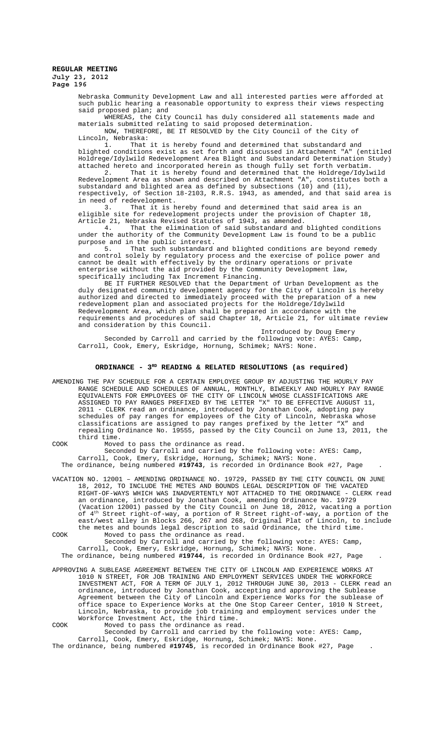Nebraska Community Development Law and all interested parties were afforded at such public hearing a reasonable opportunity to express their views respecting said proposed plan; and

WHEREAS, the City Council has duly considered all statements made and materials submitted relating to said proposed determination.

NOW, THEREFORE, BE IT RESOLVED by the City Council of the City of Lincoln, Nebraska:

1. That it is hereby found and determined that substandard and blighted conditions exist as set forth and discussed in Attachment "A" (entitled Holdrege/Idylwild Redevelopment Area Blight and Substandard Determination Study) attached hereto and incorporated herein as though fully set forth verbatim.

2. That it is hereby found and determined that the Holdrege/Idylwild Redevelopment Area as shown and described on Attachment "A", constitutes both a substandard and blighted area as defined by subsections (10) and (11), respectively, of Section 18-2103, R.R.S. 1943, as amended, and that said area is in need of redevelopment.

3. That it is hereby found and determined that said area is an eligible site for redevelopment projects under the provision of Chapter 18, Article 21, Nebraska Revised Statutes of 1943, as amended.

4. That the elimination of said substandard and blighted conditions under the authority of the Community Development Law is found to be a public purpose and in the public interest.

5. That such substandard and blighted conditions are beyond remedy and control solely by regulatory process and the exercise of police power and cannot be dealt with effectively by the ordinary operations or private enterprise without the aid provided by the Community Development law, specifically including Tax Increment Financing.

BE IT FURTHER RESOLVED that the Department of Urban Development as the duly designated community development agency for the City of Lincoln is hereby authorized and directed to immediately proceed with the preparation of a new redevelopment plan and associated projects for the Holdrege/Idylwild Redevelopment Area, which plan shall be prepared in accordance with the requirements and procedures of said Chapter 18, Article 21, for ultimate review and consideration by this Council.

Introduced by Doug Emery

Seconded by Carroll and carried by the following vote: AYES: Camp, Carroll, Cook, Emery, Eskridge, Hornung, Schimek; NAYS: None.

## ORDINANCE - 3RD READING & RELATED RESOLUTIONS (as required)

AMENDING THE PAY SCHEDULE FOR A CERTAIN EMPLOYEE GROUP BY ADJUSTING THE HOURLY PAY RANGE SCHEDULE AND SCHEDULES OF ANNUAL, MONTHLY, BIWEEKLY AND HOURLY PAY RANGE EQUIVALENTS FOR EMPLOYEES OF THE CITY OF LINCOLN WHOSE CLASSIFICATIONS ARE ASSIGNED TO PAY RANGES PREFIXED BY THE LETTER "X" TO BE EFFECTIVE AUGUST 11, 2011 - CLERK read an ordinance, introduced by Jonathan Cook, adopting pay schedules of pay ranges for employees of the City of Lincoln, Nebraska whose classifications are assigned to pay ranges prefixed by the letter "X" and repealing Ordinance No. 19555, passed by the City Council on June 13, 2011, the third time.

COOK Moved to pass the ordinance as read.

Seconded by Carroll and carried by the following vote: AYES: Camp, Carroll, Cook, Emery, Eskridge, Hornung, Schimek; NAYS: None.

The ordinance, being numbered **#19743**, is recorded in Ordinance Book #27, Page .

VACATION NO. 12001 – AMENDING ORDINANCE NO. 19729, PASSED BY THE CITY COUNCIL ON JUNE 18, 2012, TO INCLUDE THE METES AND BOUNDS LEGAL DESCRIPTION OF THE VACATED RIGHT-OF-WAYS WHICH WAS INADVERTENTLY NOT ATTACHED TO THE ORDINANCE - CLERK read an ordinance, introduced by Jonathan Cook, amending Ordinance No. 19729 (Vacation 12001) passed by the City Council on June 18, 2012, vacating a portion of 4th Street right-of-way, a portion of R Street right-of-way, a portion of the east/west alley in Blocks 266, 267 and 268, Original Plat of Lincoln, to include the metes and bounds legal description to said Ordinance, the third time.

COOK Moved to pass the ordinance as read.

Seconded by Carroll and carried by the following vote: AYES: Camp, Carroll, Cook, Emery, Eskridge, Hornung, Schimek; NAYS: None.

The ordinance, being numbered **#19744**, is recorded in Ordinance Book #27, Page .

APPROVING A SUBLEASE AGREEMENT BETWEEN THE CITY OF LINCOLN AND EXPERIENCE WORKS AT 1010 N STREET, FOR JOB TRAINING AND EMPLOYMENT SERVICES UNDER THE WORKFORCE INVESTMENT ACT, FOR A TERM OF JULY 1, 2012 THROUGH JUNE 30, 2013 - CLERK read an ordinance, introduced by Jonathan Cook, accepting and approving the Sublease Agreement between the City of Lincoln and Experience Works for the sublease of office space to Experience Works at the One Stop Career Center, 1010 N Street, Lincoln, Nebraska, to provide job training and employment services under the Workforce Investment Act, the third time.

COOK Moved to pass the ordinance as read.

Seconded by Carroll and carried by the following vote: AYES: Camp, Carroll, Cook, Emery, Eskridge, Hornung, Schimek; NAYS: None.

The ordinance, being numbered **#19745**, is recorded in Ordinance Book #27, Page .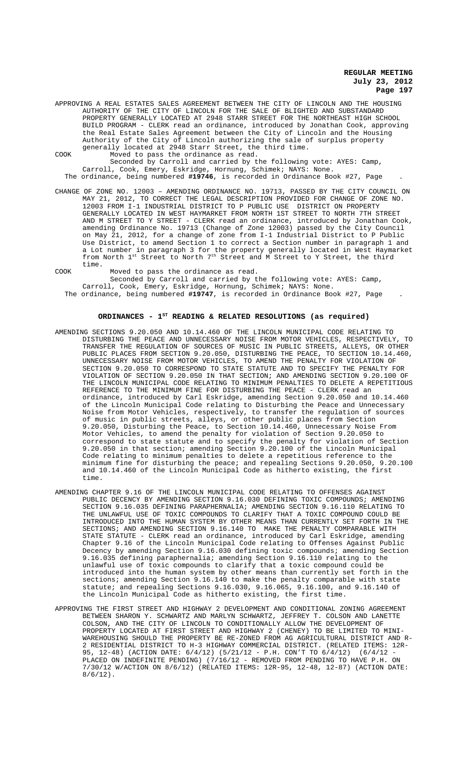APPROVING A REAL ESTATES SALES AGREEMENT BETWEEN THE CITY OF LINCOLN AND THE HOUSING AUTHORITY OF THE CITY OF LINCOLN FOR THE SALE OF BLIGHTED AND SUBSTANDARD PROPERTY GENERALLY LOCATED AT 2948 STARR STREET FOR THE NORTHEAST HIGH SCHOOL BUILD PROGRAM - CLERK read an ordinance, introduced by Jonathan Cook, approving the Real Estate Sales Agreement between the City of Lincoln and the Housing Authority of the City of Lincoln authorizing the sale of surplus property generally located at 2948 Starr Street, the third time.

COOK Moved to pass the ordinance as read.

Seconded by Carroll and carried by the following vote: AYES: Camp, Carroll, Cook, Emery, Eskridge, Hornung, Schimek; NAYS: None.

The ordinance, being numbered **#19746**, is recorded in Ordinance Book #27, Page .

CHANGE OF ZONE NO. 12003 – AMENDING ORDINANCE NO. 19713, PASSED BY THE CITY COUNCIL ON MAY 21, 2012, TO CORRECT THE LEGAL DESCRIPTION PROVIDED FOR CHANGE OF ZONE NO. 12003 FROM I-1 INDUSTRIAL DISTRICT TO P PUBLIC USE DISTRICT ON PROPERTY GENERALLY LOCATED IN WEST HAYMARKET FROM NORTH 1ST STREET TO NORTH 7TH STREET AND M STREET TO Y STREET - CLERK read an ordinance, introduced by Jonathan Cook, amending Ordinance No. 19713 (Change of Zone 12003) passed by the City Council on May 21, 2012, for a change of zone from I-1 Industrial District to P Public Use District, to amend Section 1 to correct a Section number in paragraph 1 and a Lot number in paragraph 3 for the property generally located in West Haymarket from North 1st Street to North 7th Street and M Street to Y Street, the third time.

COOK Moved to pass the ordinance as read.

Seconded by Carroll and carried by the following vote: AYES: Camp, Carroll, Cook, Emery, Eskridge, Hornung, Schimek; NAYS: None.

The ordinance, being numbered **#19747**, is recorded in Ordinance Book #27, Page .

## ORDINANCES - 1ST READING & RELATED RESOLUTIONS (as required)

AMENDING SECTIONS 9.20.050 AND 10.14.460 OF THE LINCOLN MUNICIPAL CODE RELATING TO DISTURBING THE PEACE AND UNNECESSARY NOISE FROM MOTOR VEHICLES, RESPECTIVELY, TO TRANSFER THE REGULATION OF SOURCES OF MUSIC IN PUBLIC STREETS, ALLEYS, OR OTHER PUBLIC PLACES FROM SECTION 9.20.050, DISTURBING THE PEACE, TO SECTION 10.14.460, UNNECESSARY NOISE FROM MOTOR VEHICLES, TO AMEND THE PENALTY FOR VIOLATION OF SECTION 9.20.050 TO CORRESPOND TO STATE STATUTE AND TO SPECIFY THE PENALTY FOR VIOLATION OF SECTION 9.20.050 IN THAT SECTION; AND AMENDING SECTION 9.20.100 OF THE LINCOLN MUNICIPAL CODE RELATING TO MINIMUM PENALTIES TO DELETE A REPETITIOUS REFERENCE TO THE MINIMUM FINE FOR DISTURBING THE PEACE - CLERK read an ordinance, introduced by Carl Eskridge, amending Section 9.20.050 and 10.14.460 of the Lincoln Municipal Code relating to Disturbing the Peace and Unnecessary Noise from Motor Vehicles, respectively, to transfer the regulation of sources of music in public streets, alleys, or other public places from Section 9.20.050, Disturbing the Peace, to Section 10.14.460, Unnecessary Noise From Motor Vehicles, to amend the penalty for violation of Section 9.20.050 to correspond to state statute and to specify the penalty for violation of Section 9.20.050 in that section; amending Section 9.20.100 of the Lincoln Municipal Code relating to minimum penalties to delete a repetitious reference to the minimum fine for disturbing the peace; and repealing Sections 9.20.050, 9.20.100 and 10.14.460 of the Lincoln Municipal Code as hitherto existing, the first time.

AMENDING CHAPTER 9.16 OF THE LINCOLN MUNICIPAL CODE RELATING TO OFFENSES AGAINST PUBLIC DECENCY BY AMENDING SECTION 9.16.030 DEFINING TOXIC COMPOUNDS; AMENDING SECTION 9.16.035 DEFINING PARAPHERNALIA; AMENDING SECTION 9.16.110 RELATING TO THE UNLAWFUL USE OF TOXIC COMPOUNDS TO CLARIFY THAT A TOXIC COMPOUND COULD BE INTRODUCED INTO THE HUMAN SYSTEM BY OTHER MEANS THAN CURRENTLY SET FORTH IN THE SECTIONS; AND AMENDING SECTION 9.16.140 TO MAKE THE PENALTY COMPARABLE WITH STATE STATUTE - CLERK read an ordinance, introduced by Carl Eskridge, amending Chapter 9.16 of the Lincoln Municipal Code relating to Offenses Against Public Decency by amending Section 9.16.030 defining toxic compounds; amending Section 9.16.035 defining paraphernalia; amending Section 9.16.110 relating to the unlawful use of toxic compounds to clarify that a toxic compound could be introduced into the human system by other means than currently set forth in the sections; amending Section 9.16.140 to make the penalty comparable with state statute; and repealing Sections 9.16.030, 9.16.065, 9.16.100, and 9.16.140 of the Lincoln Municipal Code as hitherto existing, the first time.

APPROVING THE FIRST STREET AND HIGHWAY 2 DEVELOPMENT AND CONDITIONAL ZONING AGREEMENT BETWEEN SHARON Y. SCHWARTZ AND MARLYN SCHWARTZ, JEFFREY T. COLSON AND LANETTE COLSON, AND THE CITY OF LINCOLN TO CONDITIONALLY ALLOW THE DEVELOPMENT OF PROPERTY LOCATED AT FIRST STREET AND HIGHWAY 2 (CHENEY) TO BE LIMITED TO MINI-WAREHOUSING SHOULD THE PROPERTY BE RE-ZONED FROM AG AGRICULTURAL DISTRICT AND R-2 RESIDENTIAL DISTRICT TO H-3 HIGHWAY COMMERCIAL DISTRICT. (RELATED ITEMS: 12R-95, 12-48) (ACTION DATE: 6/4/12) (5/21/12 - P.H. CON'T TO 6/4/12) (6/4/12 - PLACED ON INDEFINITE PENDING) (7/16/12 - REMOVED FROM PENDING TO HAVE P.H. ON 7/30/12 W/ACTION ON 8/6/12) (RELATED ITEMS: 12R-95, 12-48, 12-87) (ACTION DATE: 8/6/12).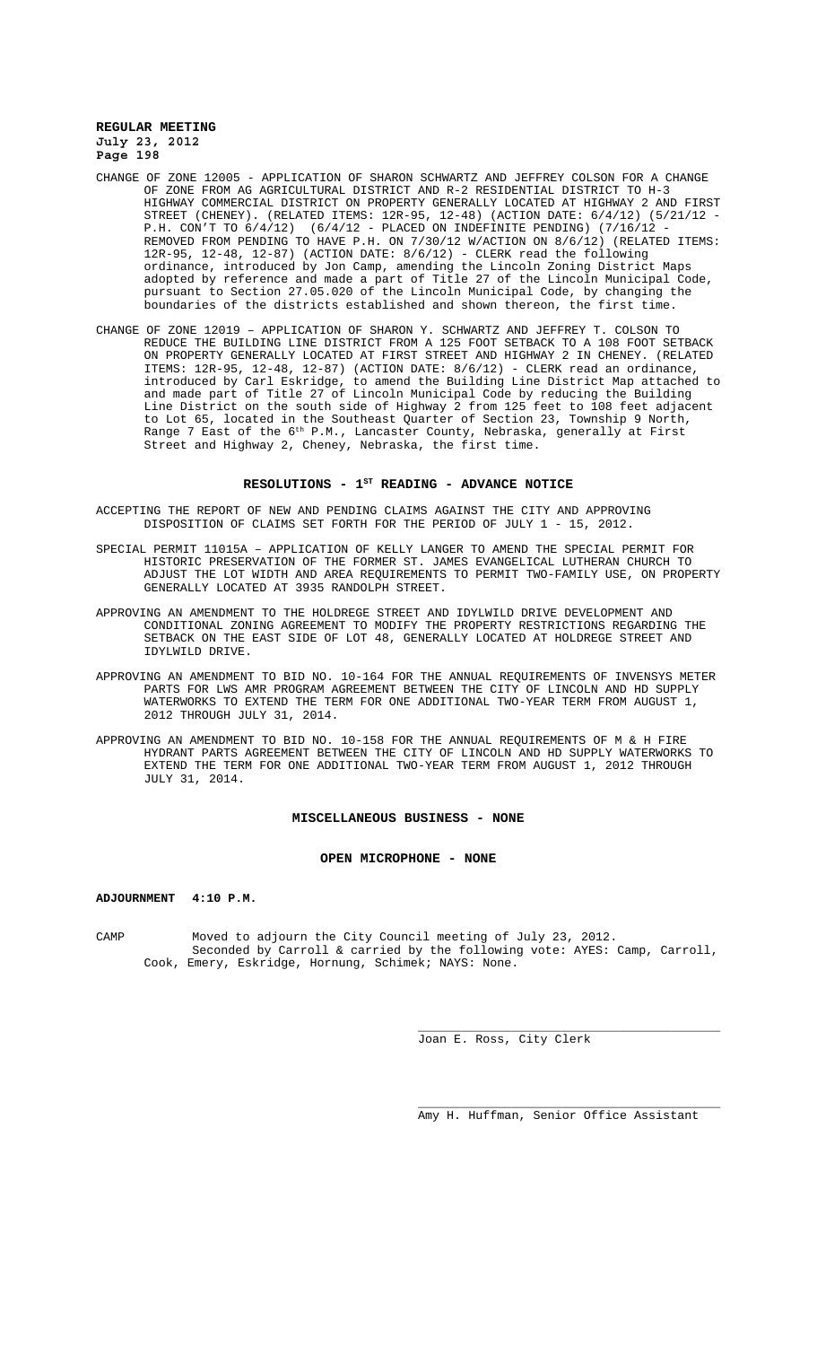CHANGE OF ZONE 12005 - APPLICATION OF SHARON SCHWARTZ AND JEFFREY COLSON FOR A CHANGE OF ZONE FROM AG AGRICULTURAL DISTRICT AND R-2 RESIDENTIAL DISTRICT TO H-3 HIGHWAY COMMERCIAL DISTRICT ON PROPERTY GENERALLY LOCATED AT HIGHWAY 2 AND FIRST STREET (CHENEY). (RELATED ITEMS: 12R-95, 12-48) (ACTION DATE: 6/4/12) (5/21/12 - P.H. CON'T TO 6/4/12) (6/4/12 - PLACED ON INDEFINITE PENDING) (7/16/12 - REMOVED FROM PENDING TO HAVE P.H. ON 7/30/12 W/ACTION ON 8/6/12) (RELATED ITEMS: 12R-95, 12-48, 12-87) (ACTION DATE: 8/6/12) - CLERK read the following ordinance, introduced by Jon Camp, amending the Lincoln Zoning District Maps adopted by reference and made a part of Title 27 of the Lincoln Municipal Code, pursuant to Section 27.05.020 of the Lincoln Municipal Code, by changing the boundaries of the districts established and shown thereon, the first time.

CHANGE OF ZONE 12019 – APPLICATION OF SHARON Y. SCHWARTZ AND JEFFREY T. COLSON TO REDUCE THE BUILDING LINE DISTRICT FROM A 125 FOOT SETBACK TO A 108 FOOT SETBACK ON PROPERTY GENERALLY LOCATED AT FIRST STREET AND HIGHWAY 2 IN CHENEY. (RELATED ITEMS: 12R-95, 12-48, 12-87) (ACTION DATE: 8/6/12) - CLERK read an ordinance, introduced by Carl Eskridge, to amend the Building Line District Map attached to and made part of Title 27 of Lincoln Municipal Code by reducing the Building Line District on the south side of Highway 2 from 125 feet to 108 feet adjacent to Lot 65, located in the Southeast Quarter of Section 23, Township 9 North, Range 7 East of the 6th P.M., Lancaster County, Nebraska, generally at First Street and Highway 2, Cheney, Nebraska, the first time.

## RESOLUTIONS - 1ST READING - ADVANCE NOTICE

ACCEPTING THE REPORT OF NEW AND PENDING CLAIMS AGAINST THE CITY AND APPROVING DISPOSITION OF CLAIMS SET FORTH FOR THE PERIOD OF JULY 1 - 15, 2012.

SPECIAL PERMIT 11015A – APPLICATION OF KELLY LANGER TO AMEND THE SPECIAL PERMIT FOR HISTORIC PRESERVATION OF THE FORMER ST. JAMES EVANGELICAL LUTHERAN CHURCH TO ADJUST THE LOT WIDTH AND AREA REQUIREMENTS TO PERMIT TWO-FAMILY USE, ON PROPERTY GENERALLY LOCATED AT 3935 RANDOLPH STREET.

APPROVING AN AMENDMENT TO THE HOLDREGE STREET AND IDYLWILD DRIVE DEVELOPMENT AND CONDITIONAL ZONING AGREEMENT TO MODIFY THE PROPERTY RESTRICTIONS REGARDING THE SETBACK ON THE EAST SIDE OF LOT 48, GENERALLY LOCATED AT HOLDREGE STREET AND IDYLWILD DRIVE.

APPROVING AN AMENDMENT TO BID NO. 10-164 FOR THE ANNUAL REQUIREMENTS OF INVENSYS METER PARTS FOR LWS AMR PROGRAM AGREEMENT BETWEEN THE CITY OF LINCOLN AND HD SUPPLY WATERWORKS TO EXTEND THE TERM FOR ONE ADDITIONAL TWO-YEAR TERM FROM AUGUST 1, 2012 THROUGH JULY 31, 2014.

APPROVING AN AMENDMENT TO BID NO. 10-158 FOR THE ANNUAL REQUIREMENTS OF M & H FIRE HYDRANT PARTS AGREEMENT BETWEEN THE CITY OF LINCOLN AND HD SUPPLY WATERWORKS TO EXTEND THE TERM FOR ONE ADDITIONAL TWO-YEAR TERM FROM AUGUST 1, 2012 THROUGH JULY 31, 2014.

## MISCELLANEOUS BUSINESS - NONE

## OPEN MICROPHONE - NONE

**ADJOURNMENT 4:10 P.M.**

CAMP Moved to adjourn the City Council meeting of July 23, 2012.
Seconded by Carroll & carried by the following vote: AYES: Camp, Carroll, Cook, Emery, Eskridge, Hornung, Schimek; NAYS: None.

Joan E. Ross, City Clerk

Amy H. Huffman, Senior Office Assistant